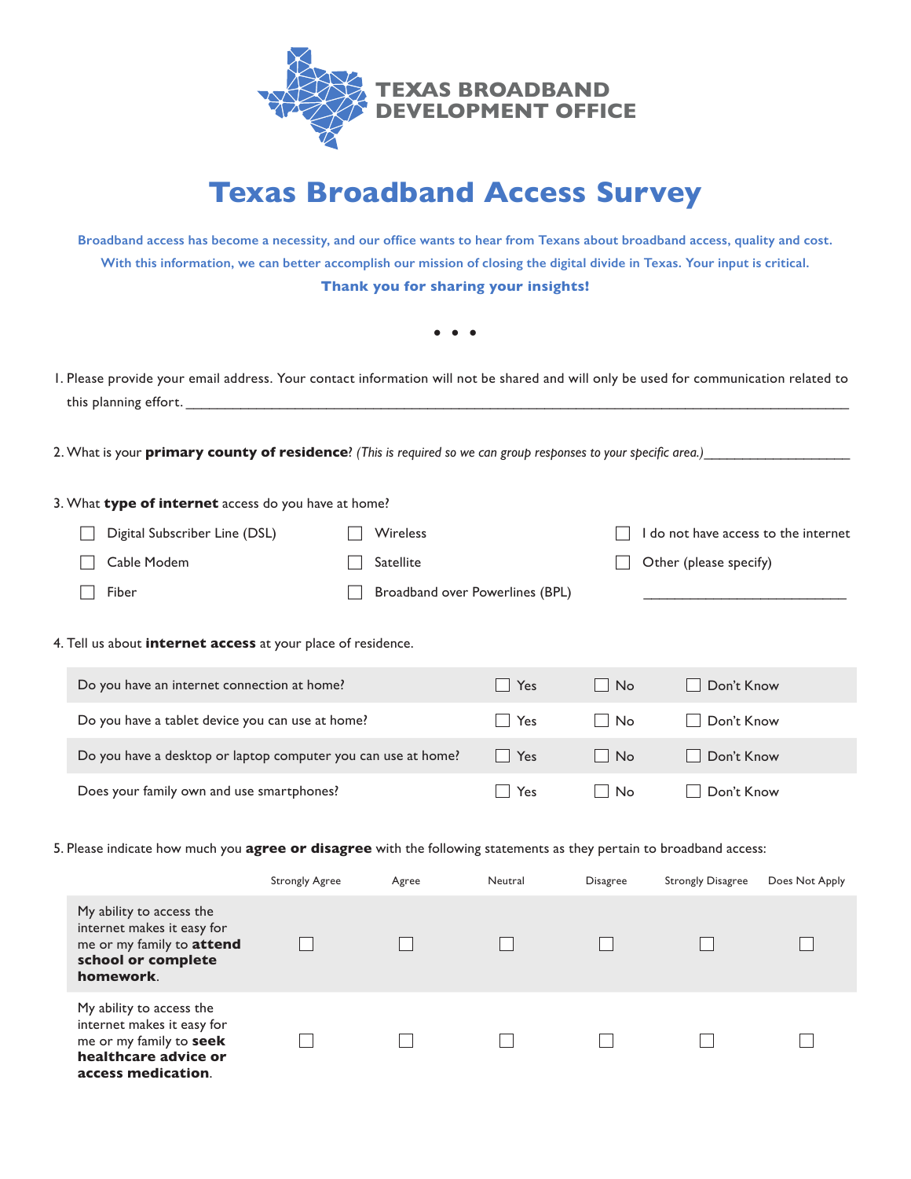TEXAS BROADBAND DEVELOPMENT OFFICE

# Texas Broadband Access Survey

**Broadband access has become a necessity, and our office wants to hear from Texans about broadband access, quality and cost. With this information, we can better accomplish our mission of closing the digital divide in Texas. Your input is critical.**

**Thank you for sharing your insights!**

• • •

1. Please provide your email address. Your contact information will not be shared and will only be used for communication related to this planning effort. ___________________________________________________________________________

2. What is your **primary county of residence**? *(This is required so we can group responses to your specific area.)*____________________

3. What **type of internet** access do you have at home?

- ☐ Digital Subscriber Line (DSL)
- ☐ Cable Modem
- ☐ Fiber
- ☐ Wireless
- ☐ Satellite
- ☐ Broadband over Powerlines (BPL)
- ☐ I do not have access to the internet
- ☐ Other (please specify) ___________________________

4. Tell us about **internet access** at your place of residence.

| | | | |
|---|---|---|---|
| Do you have an internet connection at home? | ☐ Yes | ☐ No | ☐ Don't Know |
| Do you have a tablet device you can use at home? | ☐ Yes | ☐ No | ☐ Don't Know |
| Do you have a desktop or laptop computer you can use at home? | ☐ Yes | ☐ No | ☐ Don't Know |
| Does your family own and use smartphones? | ☐ Yes | ☐ No | ☐ Don't Know |

5. Please indicate how much you **agree or disagree** with the following statements as they pertain to broadband access:

| | Strongly Agree | Agree | Neutral | Disagree | Strongly Disagree | Does Not Apply |
|---|---|---|---|---|---|---|
| My ability to access the internet makes it easy for me or my family to **attend school or complete homework**. | ☐ | ☐ | ☐ | ☐ | ☐ | ☐ |
| My ability to access the internet makes it easy for me or my family to **seek healthcare advice or access medication**. | ☐ | ☐ | ☐ | ☐ | ☐ | ☐ |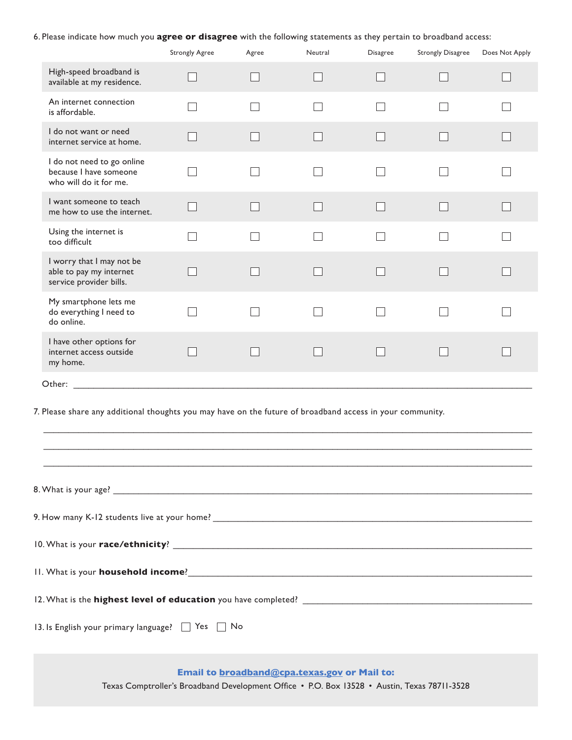6. Please indicate how much you **agree or disagree** with the following statements as they pertain to broadband access:

| | Strongly Agree | Agree | Neutral | Disagree | Strongly Disagree | Does Not Apply |
|---|---|---|---|---|---|---|
| High-speed broadband is available at my residence. | ☐ | ☐ | ☐ | ☐ | ☐ | ☐ |
| An internet connection is affordable. | ☐ | ☐ | ☐ | ☐ | ☐ | ☐ |
| I do not want or need internet service at home. | ☐ | ☐ | ☐ | ☐ | ☐ | ☐ |
| I do not need to go online because I have someone who will do it for me. | ☐ | ☐ | ☐ | ☐ | ☐ | ☐ |
| I want someone to teach me how to use the internet. | ☐ | ☐ | ☐ | ☐ | ☐ | ☐ |
| Using the internet is too difficult | ☐ | ☐ | ☐ | ☐ | ☐ | ☐ |
| I worry that I may not be able to pay my internet service provider bills. | ☐ | ☐ | ☐ | ☐ | ☐ | ☐ |
| My smartphone lets me do everything I need to do online. | ☐ | ☐ | ☐ | ☐ | ☐ | ☐ |
| I have other options for internet access outside my home. | ☐ | ☐ | ☐ | ☐ | ☐ | ☐ |

Other: ______________________________________________

7. Please share any additional thoughts you may have on the future of broadband access in your community.

______________________________________________

______________________________________________

______________________________________________

8. What is your age? ______________________________________________

9. How many K-12 students live at your home? ______________________________________________

10. What is your **race/ethnicity**? ______________________________________________

11. What is your **household income**? ______________________________________________

12. What is the **highest level of education** you have completed? ______________________________________________

13. Is English your primary language? ☐ Yes ☐ No

**Email to broadband@cpa.texas.gov or Mail to:**

Texas Comptroller's Broadband Development Office • P.O. Box 13528 • Austin, Texas 78711-3528